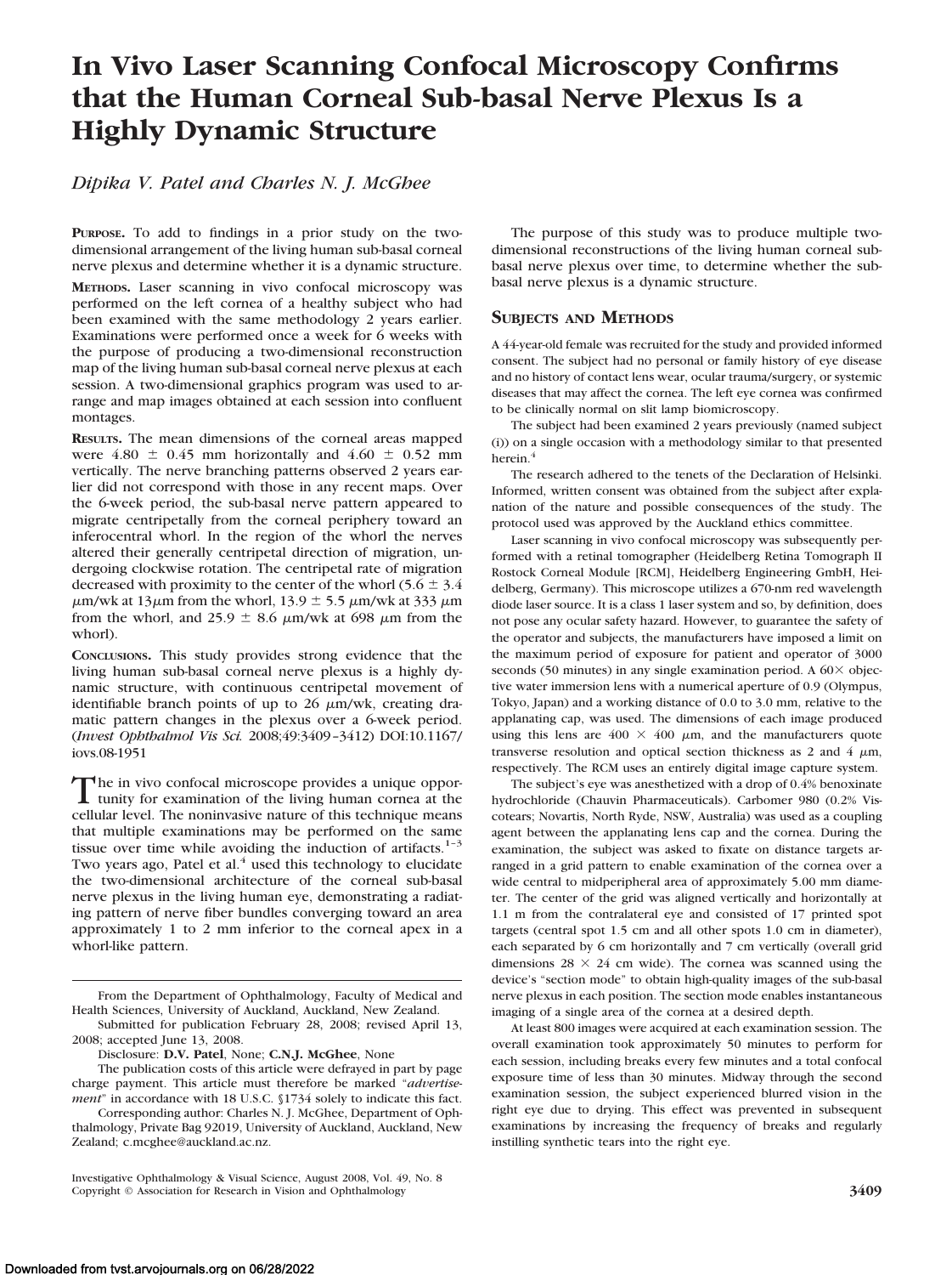# In Vivo Laser Scanning Confocal Microscopy Confirms that the Human Corneal Sub-basal Nerve Plexus Is a Highly Dynamic Structure

*Dipika V. Patel and Charles N. J. McGhee*

**PURPOSE.** To add to findings in a prior study on the two-dimensional arrangement of the living human sub-basal corneal nerve plexus and determine whether it is a dynamic structure.

**METHODS.** Laser scanning in vivo confocal microscopy was performed on the left cornea of a healthy subject who had been examined with the same methodology 2 years earlier. Examinations were performed once a week for 6 weeks with the purpose of producing a two-dimensional reconstruction map of the living human sub-basal corneal nerve plexus at each session. A two-dimensional graphics program was used to arrange and map images obtained at each session into confluent montages.

**RESULTS.** The mean dimensions of the corneal areas mapped were $4.80 \pm 0.45$ mm horizontally and $4.60 \pm 0.52$ mm vertically. The nerve branching patterns observed 2 years earlier did not correspond with those in any recent maps. Over the 6-week period, the sub-basal nerve pattern appeared to migrate centripetally from the corneal periphery toward an inferocentral whorl. In the region of the whorl the nerves altered their generally centripetal direction of migration, undergoing clockwise rotation. The centripetal rate of migration decreased with proximity to the center of the whorl ($5.6 \pm 3.4$ μm/wk at 13μm from the whorl, $13.9 \pm 5.5$ μm/wk at 333 μm from the whorl, and $25.9 \pm 8.6$ μm/wk at 698 μm from the whorl).

**CONCLUSIONS.** This study provides strong evidence that the living human sub-basal corneal nerve plexus is a highly dynamic structure, with continuous centripetal movement of identifiable branch points of up to 26 μm/wk, creating dramatic pattern changes in the plexus over a 6-week period. (*Invest Ophthalmol Vis Sci.* 2008;49:3409–3412) DOI:10.1167/iovs.08-1951

The in vivo confocal microscope provides a unique opportunity for examination of the living human cornea at the cellular level. The noninvasive nature of this technique means that multiple examinations may be performed on the same tissue over time while avoiding the induction of artifacts.[1–3] Two years ago, Patel et al.[4] used this technology to elucidate the two-dimensional architecture of the corneal sub-basal nerve plexus in the living human eye, demonstrating a radiating pattern of nerve fiber bundles converging toward an area approximately 1 to 2 mm inferior to the corneal apex in a whorl-like pattern.

The purpose of this study was to produce multiple two-dimensional reconstructions of the living human corneal sub-basal nerve plexus over time, to determine whether the sub-basal nerve plexus is a dynamic structure.

## SUBJECTS AND METHODS

A 44-year-old female was recruited for the study and provided informed consent. The subject had no personal or family history of eye disease and no history of contact lens wear, ocular trauma/surgery, or systemic diseases that may affect the cornea. The left eye cornea was confirmed to be clinically normal on slit lamp biomicroscopy.

The subject had been examined 2 years previously (named subject (i)) on a single occasion with a methodology similar to that presented herein.[4]

The research adhered to the tenets of the Declaration of Helsinki. Informed, written consent was obtained from the subject after explanation of the nature and possible consequences of the study. The protocol used was approved by the Auckland ethics committee.

Laser scanning in vivo confocal microscopy was subsequently performed with a retinal tomographer (Heidelberg Retina Tomograph II Rostock Corneal Module [RCM], Heidelberg Engineering GmbH, Heidelberg, Germany). This microscope utilizes a 670-nm red wavelength diode laser source. It is a class 1 laser system and so, by definition, does not pose any ocular safety hazard. However, to guarantee the safety of the operator and subjects, the manufacturers have imposed a limit on the maximum period of exposure for patient and operator of 3000 seconds (50 minutes) in any single examination period. A 60× objective water immersion lens with a numerical aperture of 0.9 (Olympus, Tokyo, Japan) and a working distance of 0.0 to 3.0 mm, relative to the applanating cap, was used. The dimensions of each image produced using this lens are $400 \times 400$ μm, and the manufacturers quote transverse resolution and optical section thickness as 2 and 4 μm, respectively. The RCM uses an entirely digital image capture system.

The subject's eye was anesthetized with a drop of 0.4% benoxinate hydrochloride (Chauvin Pharmaceuticals). Carbomer 980 (0.2% Viscotears; Novartis, North Ryde, NSW, Australia) was used as a coupling agent between the applanating lens cap and the cornea. During the examination, the subject was asked to fixate on distance targets arranged in a grid pattern to enable examination of the cornea over a wide central to midperipheral area of approximately 5.00 mm diameter. The center of the grid was aligned vertically and horizontally at 1.1 m from the contralateral eye and consisted of 17 printed spot targets (central spot 1.5 cm and all other spots 1.0 cm in diameter), each separated by 6 cm horizontally and 7 cm vertically (overall grid dimensions $28 \times 24$ cm wide). The cornea was scanned using the device's "section mode" to obtain high-quality images of the sub-basal nerve plexus in each position. The section mode enables instantaneous imaging of a single area of the cornea at a desired depth.

At least 800 images were acquired at each examination session. The overall examination took approximately 50 minutes to perform for each session, including breaks every few minutes and a total confocal exposure time of less than 30 minutes. Midway through the second examination session, the subject experienced blurred vision in the right eye due to drying. This effect was prevented in subsequent examinations by increasing the frequency of breaks and regularly instilling synthetic tears into the right eye.

From the Department of Ophthalmology, Faculty of Medical and Health Sciences, University of Auckland, Auckland, New Zealand.

Submitted for publication February 28, 2008; revised April 13, 2008; accepted June 13, 2008.

Disclosure: **D.V. Patel**, None; **C.N.J. McGhee**, None

The publication costs of this article were defrayed in part by page charge payment. This article must therefore be marked "*advertisement*" in accordance with 18 U.S.C. §1734 solely to indicate this fact.

Corresponding author: Charles N. J. McGhee, Department of Ophthalmology, Private Bag 92019, University of Auckland, Auckland, New Zealand; c.mcghee@auckland.ac.nz.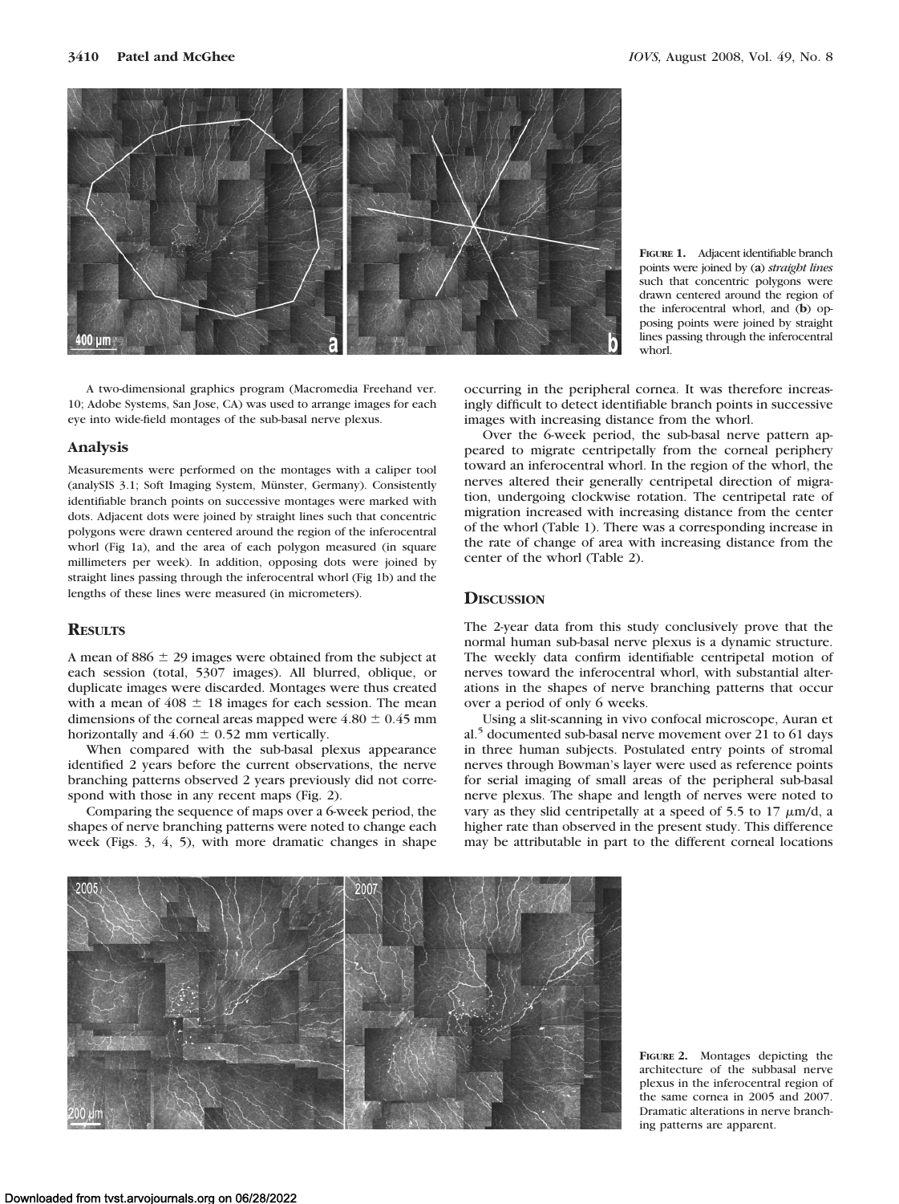**FIGURE 1.** Adjacent identifiable branch points were joined by (**a**) *straight lines* such that concentric polygons were drawn centered around the region of the inferocentral whorl, and (**b**) opposing points were joined by straight lines passing through the inferocentral whorl.

A two-dimensional graphics program (Macromedia Freehand ver. 10; Adobe Systems, San Jose, CA) was used to arrange images for each eye into wide-field montages of the sub-basal nerve plexus.

### Analysis

Measurements were performed on the montages with a caliper tool (analySIS 3.1; Soft Imaging System, Münster, Germany). Consistently identifiable branch points on successive montages were marked with dots. Adjacent dots were joined by straight lines such that concentric polygons were drawn centered around the region of the inferocentral whorl (Fig 1a), and the area of each polygon measured (in square millimeters per week). In addition, opposing dots were joined by straight lines passing through the inferocentral whorl (Fig 1b) and the lengths of these lines were measured (in micrometers).

## Results

A mean of 886 ± 29 images were obtained from the subject at each session (total, 5307 images). All blurred, oblique, or duplicate images were discarded. Montages were thus created with a mean of 408 ± 18 images for each session. The mean dimensions of the corneal areas mapped were 4.80 ± 0.45 mm horizontally and 4.60 ± 0.52 mm vertically.

When compared with the sub-basal plexus appearance identified 2 years before the current observations, the nerve branching patterns observed 2 years previously did not correspond with those in any recent maps (Fig. 2).

Comparing the sequence of maps over a 6-week period, the shapes of nerve branching patterns were noted to change each week (Figs. 3, 4, 5), with more dramatic changes in shape occurring in the peripheral cornea. It was therefore increasingly difficult to detect identifiable branch points in successive images with increasing distance from the whorl.

Over the 6-week period, the sub-basal nerve pattern appeared to migrate centripetally from the corneal periphery toward an inferocentral whorl. In the region of the whorl, the nerves altered their generally centripetal direction of migration, undergoing clockwise rotation. The centripetal rate of migration increased with increasing distance from the center of the whorl (Table 1). There was a corresponding increase in the rate of change of area with increasing distance from the center of the whorl (Table 2).

## Discussion

The 2-year data from this study conclusively prove that the normal human sub-basal nerve plexus is a dynamic structure. The weekly data confirm identifiable centripetal motion of nerves toward the inferocentral whorl, with substantial alterations in the shapes of nerve branching patterns that occur over a period of only 6 weeks.

Using a slit-scanning in vivo confocal microscope, Auran et al.[5] documented sub-basal nerve movement over 21 to 61 days in three human subjects. Postulated entry points of stromal nerves through Bowman's layer were used as reference points for serial imaging of small areas of the peripheral sub-basal nerve plexus. The shape and length of nerves were noted to vary as they slid centripetally at a speed of 5.5 to 17 $\mu$m/d, a higher rate than observed in the present study. This difference may be attributable in part to the different corneal locations

**FIGURE 2.** Montages depicting the architecture of the subbasal nerve plexus in the inferocentral region of the same cornea in 2005 and 2007. Dramatic alterations in nerve branching patterns are apparent.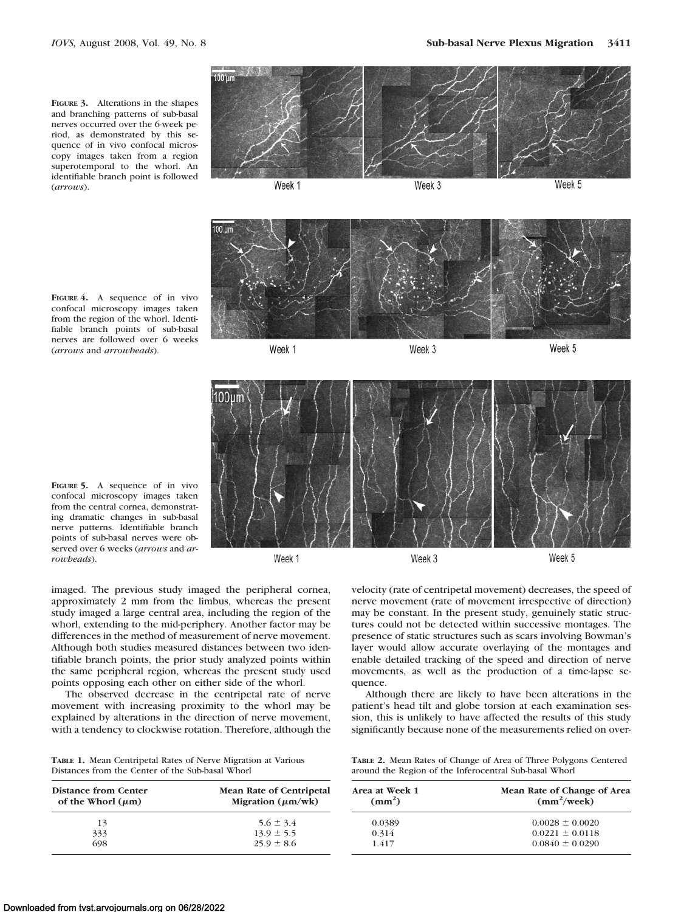**FIGURE 3.** Alterations in the shapes and branching patterns of sub-basal nerves occurred over the 6-week period, as demonstrated by this sequence of in vivo confocal microscopy images taken from a region superotemporal to the whorl. An identifiable branch point is followed (*arrows*).

**FIGURE 4.** A sequence of in vivo confocal microscopy images taken from the region of the whorl. Identifiable branch points of sub-basal nerves are followed over 6 weeks (*arrows* and *arrowheads*).

**FIGURE 5.** A sequence of in vivo confocal microscopy images taken from the central cornea, demonstrating dramatic changes in sub-basal nerve patterns. Identifiable branch points of sub-basal nerves were observed over 6 weeks (*arrows* and *arrowheads*).

imaged. The previous study imaged the peripheral cornea, approximately 2 mm from the limbus, whereas the present study imaged a large central area, including the region of the whorl, extending to the mid-periphery. Another factor may be differences in the method of measurement of nerve movement. Although both studies measured distances between two identifiable branch points, the prior study analyzed points within the same peripheral region, whereas the present study used points opposing each other on either side of the whorl.

The observed decrease in the centripetal rate of nerve movement with increasing proximity to the whorl may be explained by alterations in the direction of nerve movement, with a tendency to clockwise rotation. Therefore, although the velocity (rate of centripetal movement) decreases, the speed of nerve movement (rate of movement irrespective of direction) may be constant. In the present study, genuinely static structures could not be detected within successive montages. The presence of static structures such as scars involving Bowman's layer would allow accurate overlaying of the montages and enable detailed tracking of the speed and direction of nerve movements, as well as the production of a time-lapse sequence.

Although there are likely to have been alterations in the patient's head tilt and globe torsion at each examination session, this is unlikely to have affected the results of this study significantly because none of the measurements relied on over-

**TABLE 1.** Mean Centripetal Rates of Nerve Migration at Various Distances from the Center of the Sub-basal Whorl

| Distance from Center of the Whorl ($\mu$m) | Mean Rate of Centripetal Migration ($\mu$m/wk) |
|---|---|
| 13 | $5.6 \pm 3.4$ |
| 333 | $13.9 \pm 5.5$ |
| 698 | $25.9 \pm 8.6$ |

**TABLE 2.** Mean Rates of Change of Area of Three Polygons Centered around the Region of the Inferocentral Sub-basal Whorl

| Area at Week 1 ($mm^2$) | Mean Rate of Change of Area ($mm^2$/week) |
|---|---|
| 0.0389 | $0.0028 \pm 0.0020$ |
| 0.314 | $0.0221 \pm 0.0118$ |
| 1.417 | $0.0840 \pm 0.0290$ |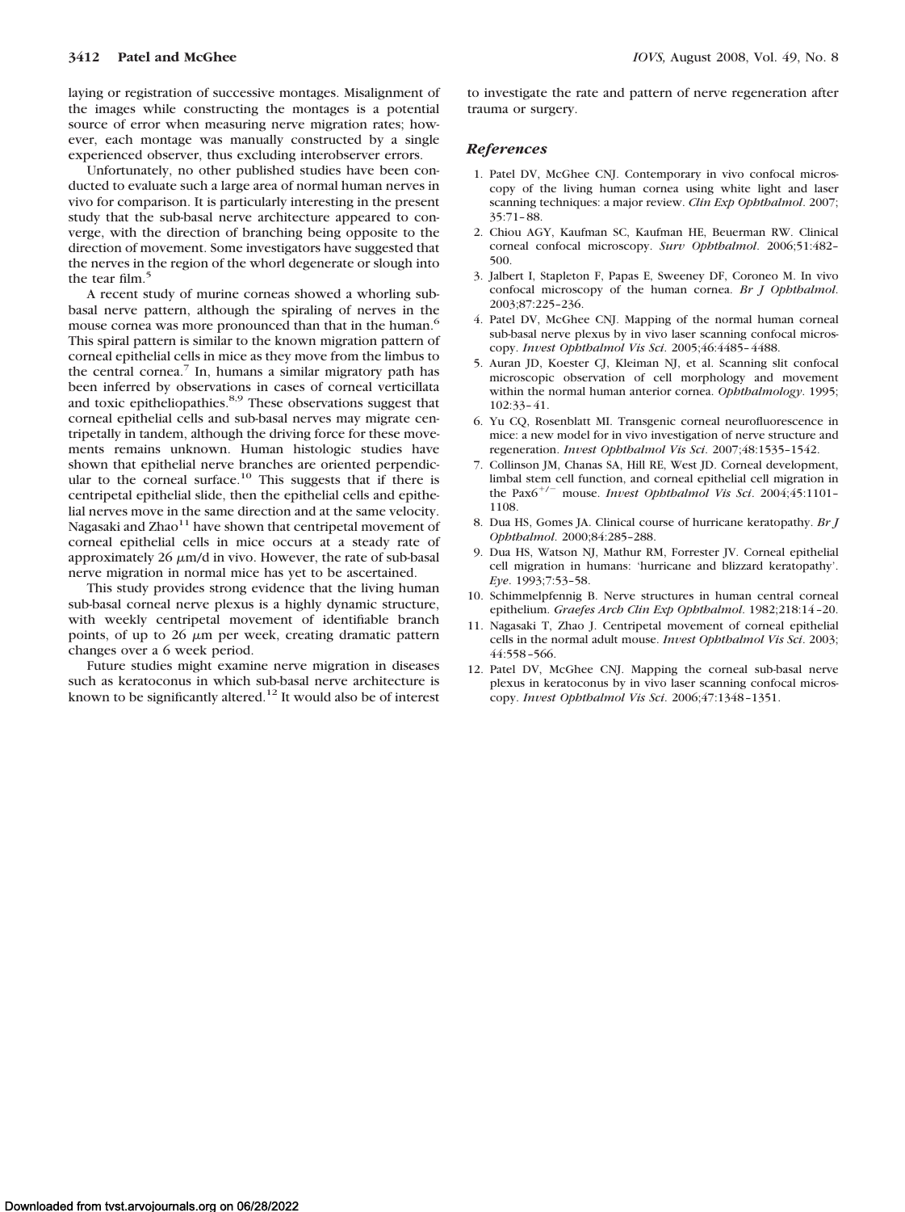laying or registration of successive montages. Misalignment of the images while constructing the montages is a potential source of error when measuring nerve migration rates; however, each montage was manually constructed by a single experienced observer, thus excluding interobserver errors.

Unfortunately, no other published studies have been conducted to evaluate such a large area of normal human nerves in vivo for comparison. It is particularly interesting in the present study that the sub-basal nerve architecture appeared to converge, with the direction of branching being opposite to the direction of movement. Some investigators have suggested that the nerves in the region of the whorl degenerate or slough into the tear film.[5]

A recent study of murine corneas showed a whorling sub-basal nerve pattern, although the spiraling of nerves in the mouse cornea was more pronounced than that in the human.[6] This spiral pattern is similar to the known migration pattern of corneal epithelial cells in mice as they move from the limbus to the central cornea.[7] In, humans a similar migratory path has been inferred by observations in cases of corneal verticillata and toxic epitheliopathies.[8,9] These observations suggest that corneal epithelial cells and sub-basal nerves may migrate centripetally in tandem, although the driving force for these movements remains unknown. Human histologic studies have shown that epithelial nerve branches are oriented perpendicular to the corneal surface.[10] This suggests that if there is centripetal epithelial slide, then the epithelial cells and epithelial nerves move in the same direction and at the same velocity. Nagasaki and Zhao[11] have shown that centripetal movement of corneal epithelial cells in mice occurs at a steady rate of approximately 26 $\mu$m/d in vivo. However, the rate of sub-basal nerve migration in normal mice has yet to be ascertained.

This study provides strong evidence that the living human sub-basal corneal nerve plexus is a highly dynamic structure, with weekly centripetal movement of identifiable branch points, of up to 26 $\mu$m per week, creating dramatic pattern changes over a 6 week period.

Future studies might examine nerve migration in diseases such as keratoconus in which sub-basal nerve architecture is known to be significantly altered.[12] It would also be of interest to investigate the rate and pattern of nerve regeneration after trauma or surgery.

## *References*

1. Patel DV, McGhee CNJ. Contemporary in vivo confocal microscopy of the living human cornea using white light and laser scanning techniques: a major review. *Clin Exp Ophthalmol*. 2007; 35:71–88.
2. Chiou AGY, Kaufman SC, Kaufman HE, Beuerman RW. Clinical corneal confocal microscopy. *Surv Ophthalmol*. 2006;51:482–500.
3. Jalbert I, Stapleton F, Papas E, Sweeney DF, Coroneo M. In vivo confocal microscopy of the human cornea. *Br J Ophthalmol*. 2003;87:225–236.
4. Patel DV, McGhee CNJ. Mapping of the normal human corneal sub-basal nerve plexus by in vivo laser scanning confocal microscopy. *Invest Ophthalmol Vis Sci*. 2005;46:4485–4488.
5. Auran JD, Koester CJ, Kleiman NJ, et al. Scanning slit confocal microscopic observation of cell morphology and movement within the normal human anterior cornea. *Ophthalmology*. 1995; 102:33–41.
6. Yu CQ, Rosenblatt MI. Transgenic corneal neurofluorescence in mice: a new model for in vivo investigation of nerve structure and regeneration. *Invest Ophthalmol Vis Sci*. 2007;48:1535–1542.
7. Collinson JM, Chanas SA, Hill RE, West JD. Corneal development, limbal stem cell function, and corneal epithelial cell migration in the Pax6$^{+/-}$ mouse. *Invest Ophthalmol Vis Sci*. 2004;45:1101–1108.
8. Dua HS, Gomes JA. Clinical course of hurricane keratopathy. *Br J Ophthalmol*. 2000;84:285–288.
9. Dua HS, Watson NJ, Mathur RM, Forrester JV. Corneal epithelial cell migration in humans: 'hurricane and blizzard keratopathy'. *Eye*. 1993;7:53–58.
10. Schimmelpfennig B. Nerve structures in human central corneal epithelium. *Graefes Arch Clin Exp Ophthalmol*. 1982;218:14–20.
11. Nagasaki T, Zhao J. Centripetal movement of corneal epithelial cells in the normal adult mouse. *Invest Ophthalmol Vis Sci*. 2003; 44:558–566.
12. Patel DV, McGhee CNJ. Mapping the corneal sub-basal nerve plexus in keratoconus by in vivo laser scanning confocal microscopy. *Invest Ophthalmol Vis Sci*. 2006;47:1348–1351.